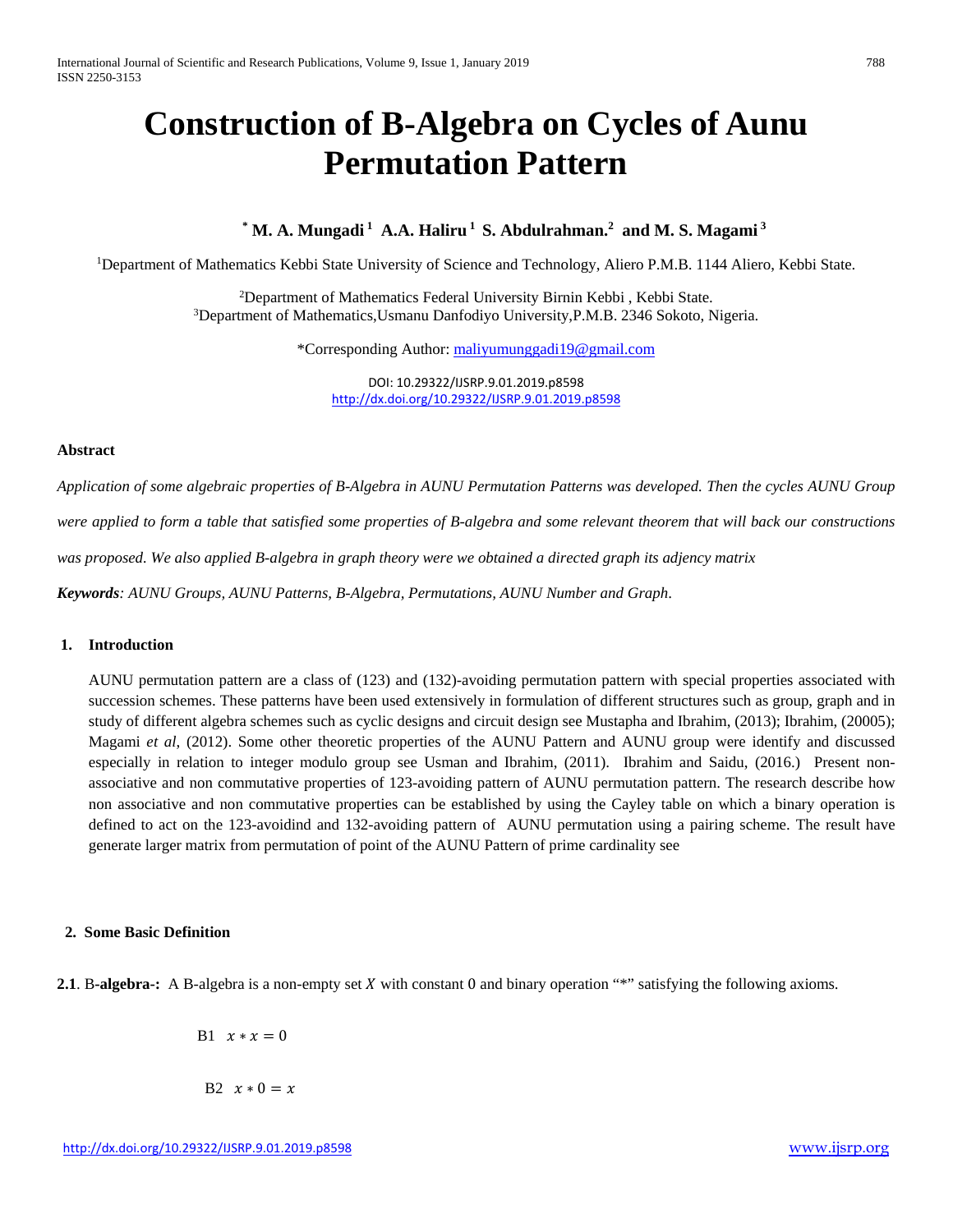# Construction of B-Algebra on Cycles of Aunu Permutation Pattern

**\* M. A. Mungadi [1] A.A. Haliru [1] S. Abdulrahman.[2] and M. S. Magami [3]**

[1]Department of Mathematics Kebbi State University of Science and Technology, Aliero P.M.B. 1144 Aliero, Kebbi State.

[2]Department of Mathematics Federal University Birnin Kebbi , Kebbi State.
[3]Department of Mathematics,Usmanu Danfodiyo University,P.M.B. 2346 Sokoto, Nigeria.

\*Corresponding Author: maliyumunggadi19@gmail.com

DOI: 10.29322/IJSRP.9.01.2019.p8598
http://dx.doi.org/10.29322/IJSRP.9.01.2019.p8598

### Abstract

*Application of some algebraic properties of B-Algebra in AUNU Permutation Patterns was developed. Then the cycles AUNU Group were applied to form a table that satisfied some properties of B-algebra and some relevant theorem that will back our constructions was proposed. We also applied B-algebra in graph theory were we obtained a directed graph its adjency matrix*

***Keywords****: AUNU Groups, AUNU Patterns, B-Algebra, Permutations, AUNU Number and Graph.*

## 1. Introduction

AUNU permutation pattern are a class of (123) and (132)-avoiding permutation pattern with special properties associated with succession schemes. These patterns have been used extensively in formulation of different structures such as group, graph and in study of different algebra schemes such as cyclic designs and circuit design see Mustapha and Ibrahim, (2013); Ibrahim, (20005); Magami *et al*, (2012). Some other theoretic properties of the AUNU Pattern and AUNU group were identify and discussed especially in relation to integer modulo group see Usman and Ibrahim, (2011). Ibrahim and Saidu, (2016.) Present non-associative and non commutative properties of 123-avoiding pattern of AUNU permutation pattern. The research describe how non associative and non commutative properties can be established by using the Cayley table on which a binary operation is defined to act on the 123-avoidind and 132-avoiding pattern of AUNU permutation using a pairing scheme. The result have generate larger matrix from permutation of point of the AUNU Pattern of prime cardinality see

## 2. Some Basic Definition

**2.1**. B-**algebra-:** A B-algebra is a non-empty set $X$ with constant 0 and binary operation "\*" satisfying the following axioms.

B1 $x * x = 0$

B2 $x * 0 = x$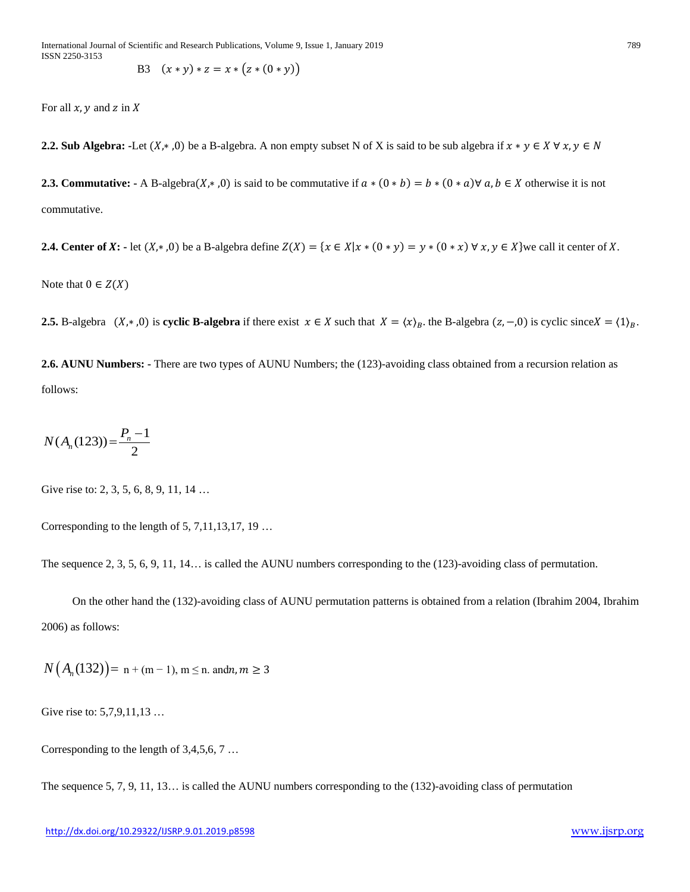B3 $(x * y) * z = x * (z * (0 * y))$

For all $x, y$ and $z$ in $X$

**2.2. Sub Algebra:** -Let $(X, * ,0)$ be a B-algebra. A non empty subset N of X is said to be sub algebra if $x * y \in X \; \forall \; x, y \in N$

**2.3. Commutative:** - A B-algebra$(X, * ,0)$ is said to be commutative if $a * (0 * b) = b * (0 * a) \forall \; a, b \in X$ otherwise it is not commutative.

**2.4. Center of *X*:** - let $(X, * ,0)$ be a B-algebra define $Z(X) = \{x \in X | x * (0 * y) = y * (0 * x) \; \forall \; x, y \in X\}$we call it center of $X$.

Note that $0 \in Z(X)$

**2.5.** B-algebra $(X, * ,0)$ is **cyclic B-algebra** if there exist $x \in X$ such that $X = \langle x \rangle_B$. the B-algebra $(z, -,0)$ is cyclic since$X = \langle 1 \rangle_B$.

**2.6. AUNU Numbers:** - There are two types of AUNU Numbers; the (123)-avoiding class obtained from a recursion relation as follows:

$$N(A_n(123)) = \frac{P_n - 1}{2}$$

Give rise to: 2, 3, 5, 6, 8, 9, 11, 14 …

Corresponding to the length of 5, 7,11,13,17, 19 …

The sequence 2, 3, 5, 6, 9, 11, 14… is called the AUNU numbers corresponding to the (123)-avoiding class of permutation.

On the other hand the (132)-avoiding class of AUNU permutation patterns is obtained from a relation (Ibrahim 2004, Ibrahim 2006) as follows:

$$N\left(A_n(132)\right) = \text{n} + (\text{m} - 1), \; \text{m} \leq \text{n. and} n, m \geq 3$$

Give rise to: 5,7,9,11,13 …

Corresponding to the length of 3,4,5,6, 7 …

The sequence 5, 7, 9, 11, 13… is called the AUNU numbers corresponding to the (132)-avoiding class of permutation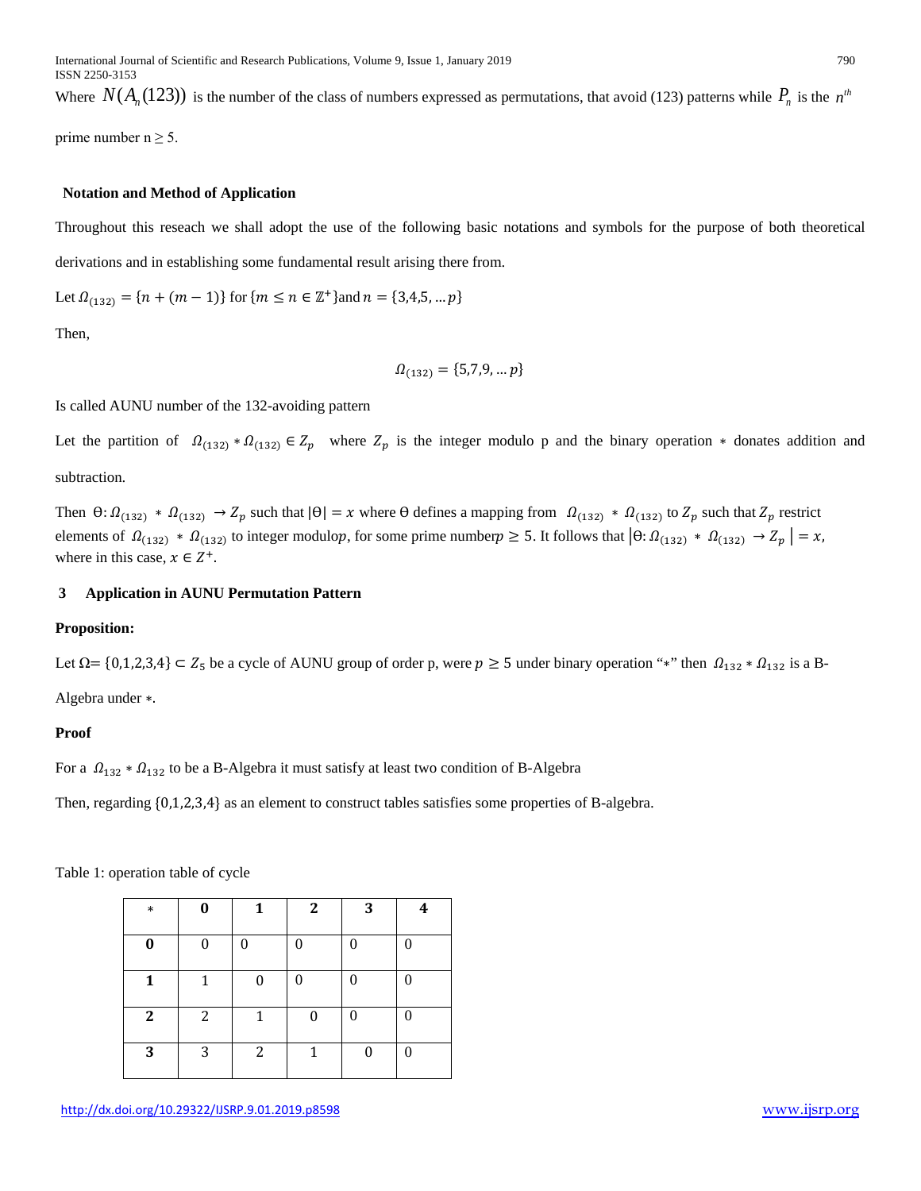Where $N(A_n(123))$ is the number of the class of numbers expressed as permutations, that avoid (123) patterns while $P_n$ is the $n^{th}$ prime number n ≥ 5.

**Notation and Method of Application**

Throughout this reseach we shall adopt the use of the following basic notations and symbols for the purpose of both theoretical derivations and in establishing some fundamental result arising there from.

Let $\Omega_{(132)} = \{n + (m - 1)\}$ for $\{m \leq n \in \mathbb{Z}^+\}$and $n = \{3,4,5, \ldots p\}$

Then,

$$\Omega_{(132)} = \{5,7,9, \ldots p\}$$

Is called AUNU number of the 132-avoiding pattern

Let the partition of $\Omega_{(132)} * \Omega_{(132)} \in Z_p$ where $Z_p$ is the integer modulo p and the binary operation $*$ donates addition and subtraction.

Then $\Theta: \Omega_{(132)} * \Omega_{(132)} \to Z_p$ such that $|\Theta| = x$ where Θ defines a mapping from $\Omega_{(132)} * \Omega_{(132)}$ to $Z_p$ such that $Z_p$ restrict elements of $\Omega_{(132)} * \Omega_{(132)}$ to integer modulo$p$, for some prime number$p \geq 5$. It follows that $|\Theta: \Omega_{(132)} * \Omega_{(132)} \to Z_p| = x$, where in this case, $x \in Z^+$.

## 3 Application in AUNU Permutation Pattern

**Proposition:**

Let Ω= {0,1,2,3,4} ⊂ $Z_5$ be a cycle of AUNU group of order p, were $p \geq 5$ under binary operation "$*$" then $\Omega_{132} * \Omega_{132}$ is a B-Algebra under $*$.

**Proof**

For a $\Omega_{132} * \Omega_{132}$ to be a B-Algebra it must satisfy at least two condition of B-Algebra

Then, regarding {0,1,2,3,4} as an element to construct tables satisfies some properties of B-algebra.

Table 1: operation table of cycle

| $*$ | **0** | **1** | **2** | **3** | **4** |
|---|---|---|---|---|---|
| **0** | 0 | 0 | 0 | 0 | 0 |
| **1** | 1 | 0 | 0 | 0 | 0 |
| **2** | 2 | 1 | 0 | 0 | 0 |
| **3** | 3 | 2 | 1 | 0 | 0 |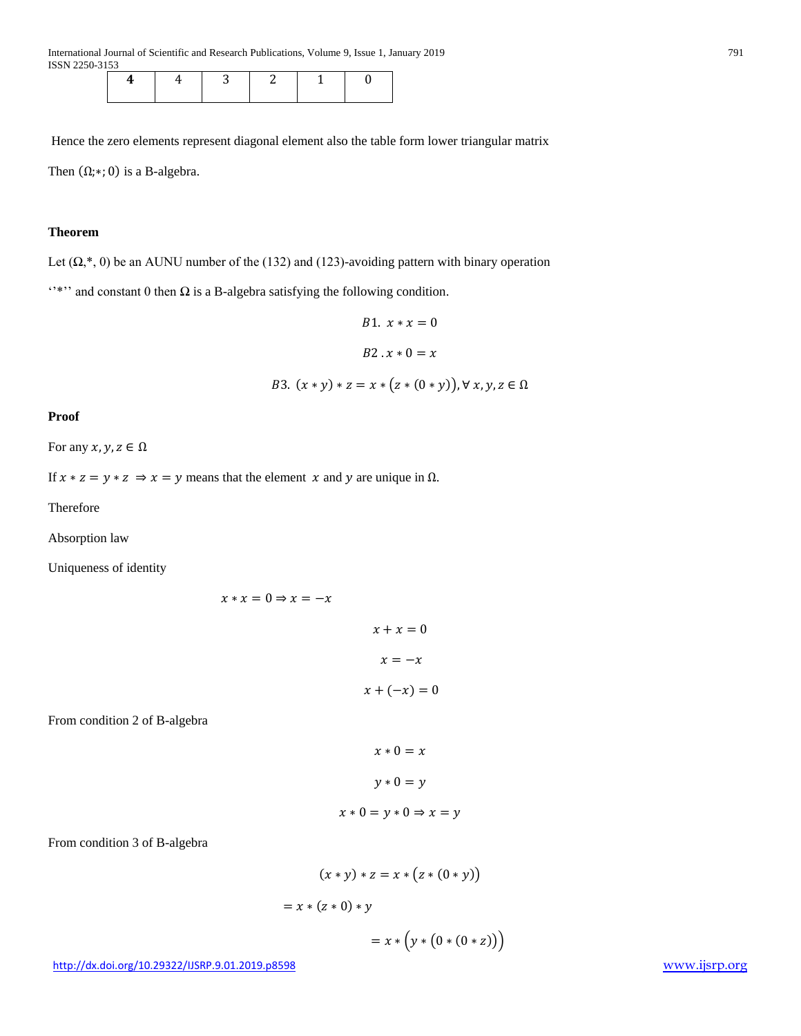| **4** | 4 | 3 | 2 | 1 | 0 |
|---|---|---|---|---|---|

Hence the zero elements represent diagonal element also the table form lower triangular matrix

Then $(\Omega;*;0)$ is a B-algebra.

**Theorem**

Let $(\Omega, *, 0)$ be an AUNU number of the (132) and (123)-avoiding pattern with binary operation ''*'' and constant 0 then $\Omega$ is a B-algebra satisfying the following condition.

$$B1.\ x * x = 0$$

$$B2.\ x * 0 = x$$

$$B3.\ (x * y) * z = x * (z * (0 * y)), \forall\, x, y, z \in \Omega$$

**Proof**

For any $x, y, z \in \Omega$

If $x * z = y * z \Rightarrow x = y$ means that the element $x$ and $y$ are unique in $\Omega$.

Therefore

Absorption law

Uniqueness of identity

$$x * x = 0 \Rightarrow x = -x$$

$$x + x = 0$$

$$x = -x$$

$$x + (-x) = 0$$

From condition 2 of B-algebra

$$x * 0 = x$$

$$y * 0 = y$$

$$x * 0 = y * 0 \Rightarrow x = y$$

From condition 3 of B-algebra

$$(x * y) * z = x * (z * (0 * y))$$

$$= x * (z * 0) * y$$

$$= x * \left(y * (0 * (0 * z))\right)$$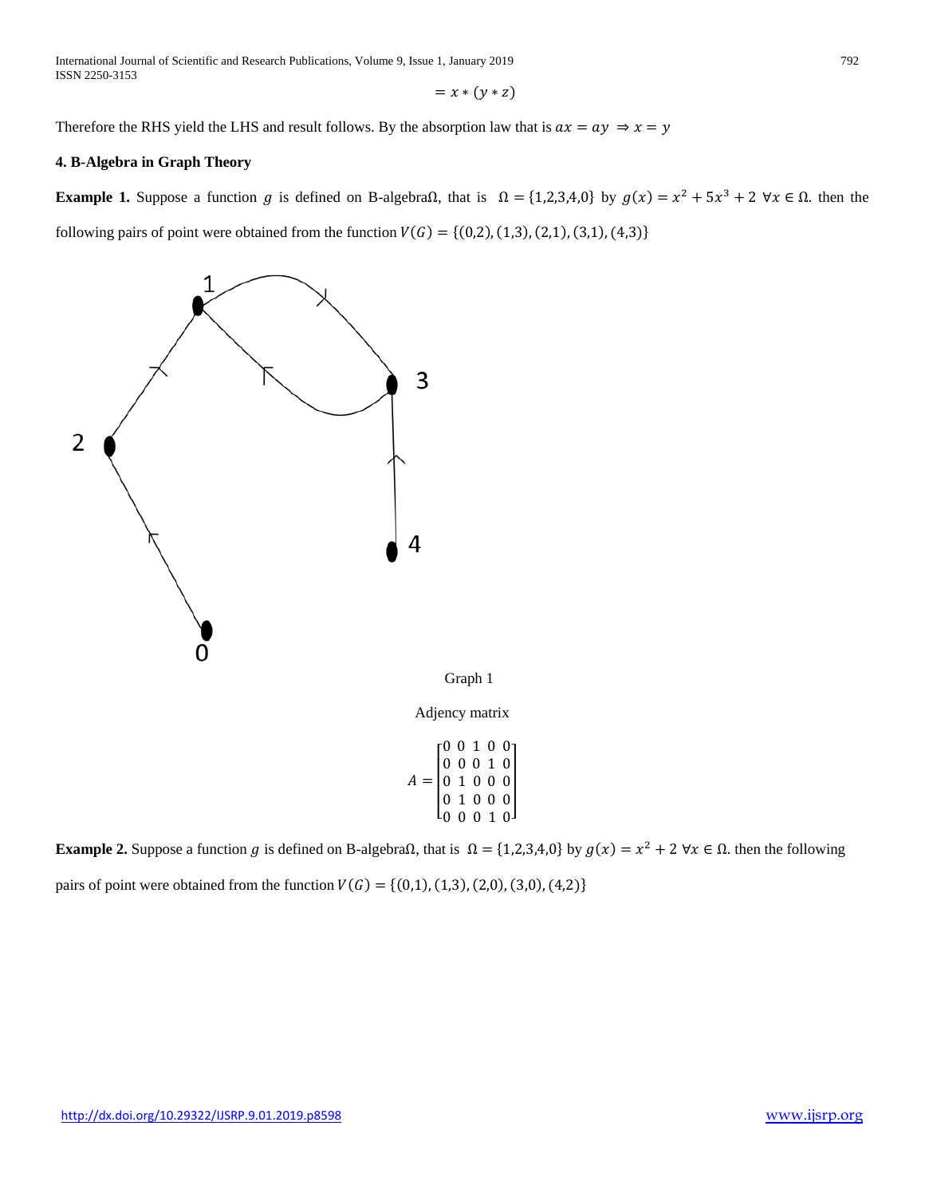$$= x * (y * z)$$

Therefore the RHS yield the LHS and result follows. By the absorption law that is $ax = ay \Rightarrow x = y$

### 4. B-Algebra in Graph Theory

**Example 1.** Suppose a function $g$ is defined on B-algebra$\Omega$, that is $\Omega = \{1,2,3,4,0\}$ by $g(x) = x^2 + 5x^3 + 2 \ \forall x \in \Omega$. then the following pairs of point were obtained from the function $V(G) = \{(0,2),(1,3),(2,1),(3,1),(4,3)\}$

Graph 1

Adjency matrix

$$A = \begin{bmatrix} 0 & 0 & 1 & 0 & 0 \\ 0 & 0 & 0 & 1 & 0 \\ 0 & 1 & 0 & 0 & 0 \\ 0 & 1 & 0 & 0 & 0 \\ 0 & 0 & 0 & 1 & 0 \end{bmatrix}$$

**Example 2.** Suppose a function $g$ is defined on B-algebra$\Omega$, that is $\Omega = \{1,2,3,4,0\}$ by $g(x) = x^2 + 2 \ \forall x \in \Omega$. then the following pairs of point were obtained from the function $V(G) = \{(0,1),(1,3),(2,0),(3,0),(4,2)\}$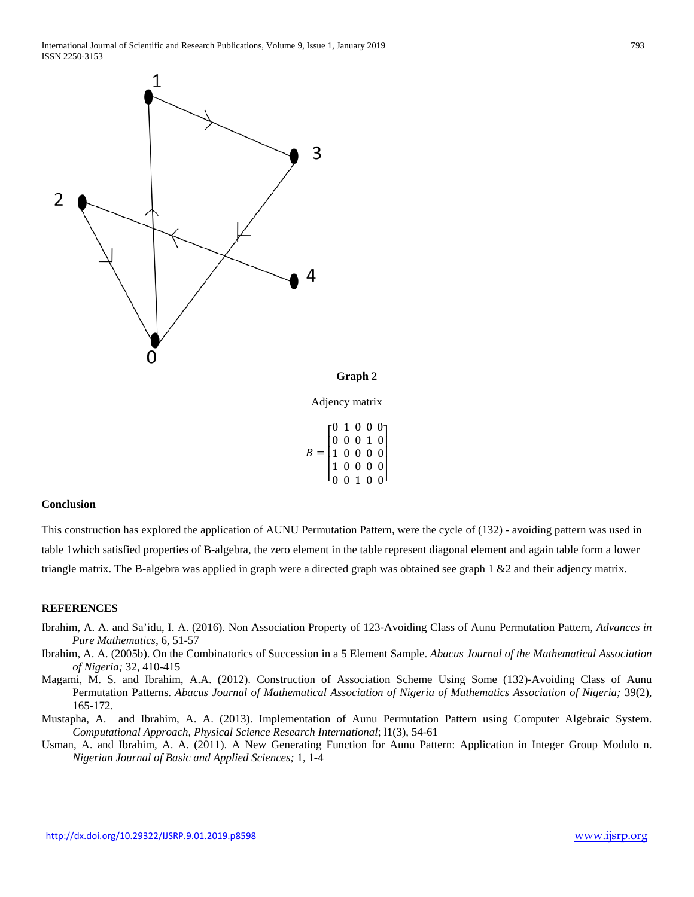1

3

2

4

0

**Graph 2**

Adjency matrix

$$B = \begin{bmatrix} 0 & 1 & 0 & 0 & 0 \\ 0 & 0 & 0 & 1 & 0 \\ 1 & 0 & 0 & 0 & 0 \\ 1 & 0 & 0 & 0 & 0 \\ 0 & 0 & 1 & 0 & 0 \end{bmatrix}$$

## Conclusion

This construction has explored the application of AUNU Permutation Pattern, were the cycle of (132) - avoiding pattern was used in table 1which satisfied properties of B-algebra, the zero element in the table represent diagonal element and again table form a lower triangle matrix. The B-algebra was applied in graph were a directed graph was obtained see graph 1 &2 and their adjency matrix.

## REFERENCES

Ibrahim, A. A. and Sa'idu, I. A. (2016). Non Association Property of 123-Avoiding Class of Aunu Permutation Pattern, *Advances in Pure Mathematics*, 6, 51-57

Ibrahim, A. A. (2005b). On the Combinatorics of Succession in a 5 Element Sample. *Abacus Journal of the Mathematical Association of Nigeria;* 32, 410-415

Magami, M. S. and Ibrahim, A.A. (2012). Construction of Association Scheme Using Some (132)-Avoiding Class of Aunu Permutation Patterns. *Abacus Journal of Mathematical Association of Nigeria of Mathematics Association of Nigeria;* 39(2), 165-172.

Mustapha, A. and Ibrahim, A. A. (2013). Implementation of Aunu Permutation Pattern using Computer Algebraic System. *Computational Approach, Physical Science Research International*; l1(3), 54-61

Usman, A. and Ibrahim, A. A. (2011). A New Generating Function for Aunu Pattern: Application in Integer Group Modulo n. *Nigerian Journal of Basic and Applied Sciences;* 1, 1-4